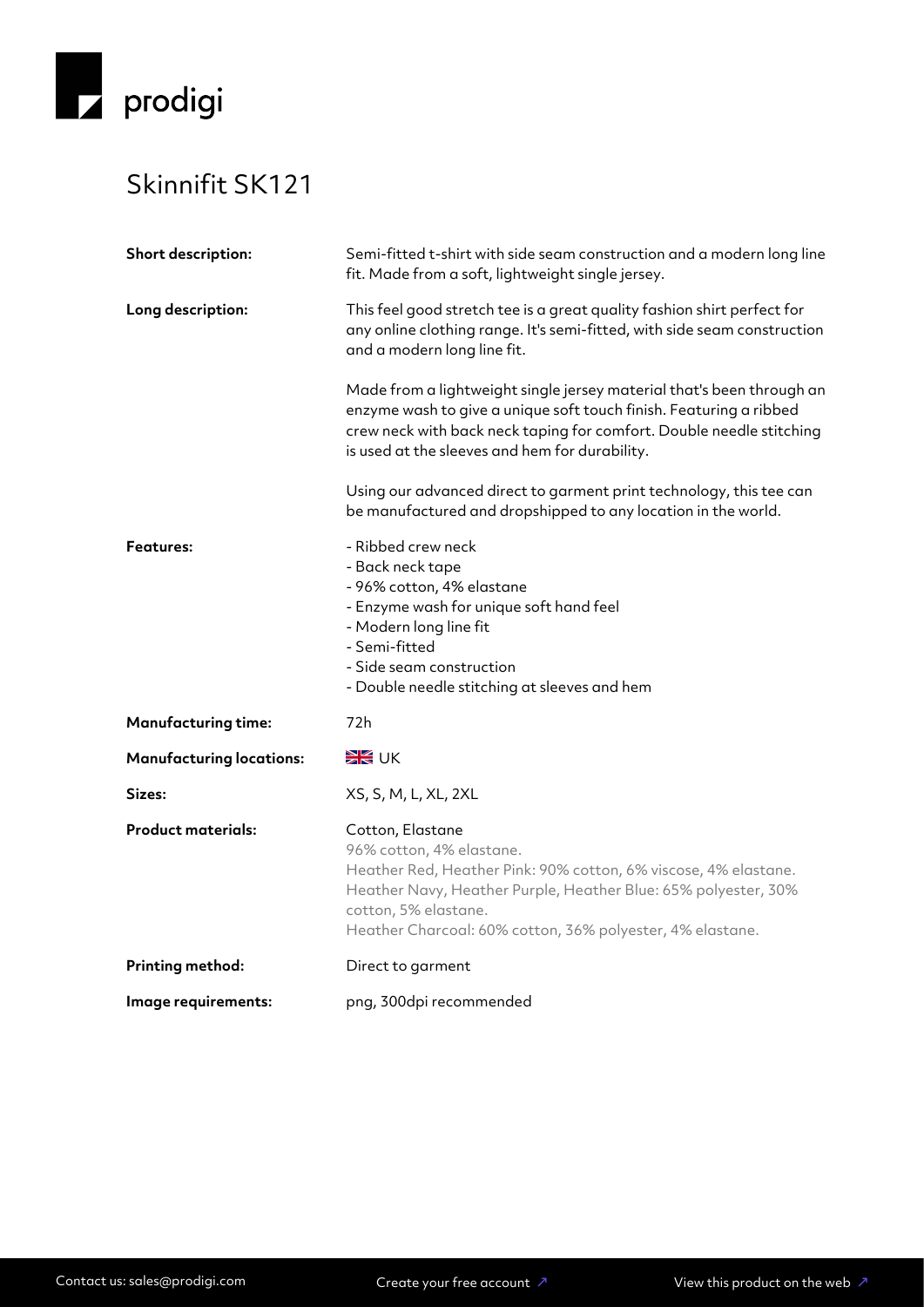prodigi

# Skinnifit SK121

| | |
|---|---|
| **Short description:** | Semi-fitted t-shirt with side seam construction and a modern long line fit. Made from a soft, lightweight single jersey. |
| **Long description:** | This feel good stretch tee is a great quality fashion shirt perfect for any online clothing range. It's semi-fitted, with side seam construction and a modern long line fit.<br><br>Made from a lightweight single jersey material that's been through an enzyme wash to give a unique soft touch finish. Featuring a ribbed crew neck with back neck taping for comfort. Double needle stitching is used at the sleeves and hem for durability.<br><br>Using our advanced direct to garment print technology, this tee can be manufactured and dropshipped to any location in the world. |
| **Features:** | - Ribbed crew neck<br>- Back neck tape<br>- 96% cotton, 4% elastane<br>- Enzyme wash for unique soft hand feel<br>- Modern long line fit<br>- Semi-fitted<br>- Side seam construction<br>- Double needle stitching at sleeves and hem |
| **Manufacturing time:** | 72h |
| **Manufacturing locations:** | UK |
| **Sizes:** | XS, S, M, L, XL, 2XL |
| **Product materials:** | Cotton, Elastane<br>96% cotton, 4% elastane.<br>Heather Red, Heather Pink: 90% cotton, 6% viscose, 4% elastane.<br>Heather Navy, Heather Purple, Heather Blue: 65% polyester, 30% cotton, 5% elastane.<br>Heather Charcoal: 60% cotton, 36% polyester, 4% elastane. |
| **Printing method:** | Direct to garment |
| **Image requirements:** | png, 300dpi recommended |

Contact us: sales@prodigi.com    Create your free account ↗    View this product on the web ↗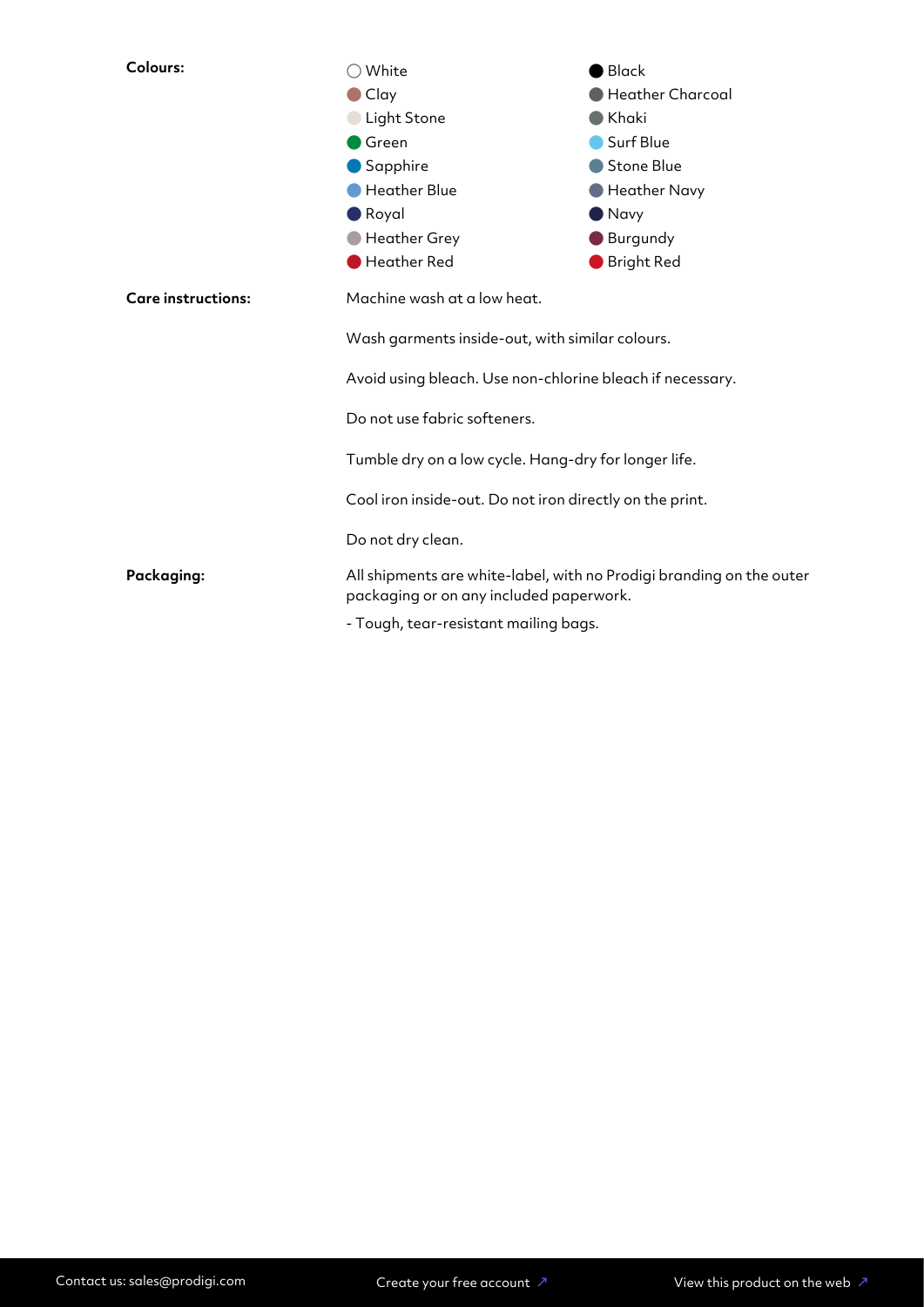**Colours:**

- White
- Clay
- Light Stone
- Green
- Sapphire
- Heather Blue
- Royal
- Heather Grey
- Heather Red
- Black
- Heather Charcoal
- Khaki
- Surf Blue
- Stone Blue
- Heather Navy
- Navy
- Burgundy
- Bright Red

**Care instructions:**

Machine wash at a low heat.

Wash garments inside-out, with similar colours.

Avoid using bleach. Use non-chlorine bleach if necessary.

Do not use fabric softeners.

Tumble dry on a low cycle. Hang-dry for longer life.

Cool iron inside-out. Do not iron directly on the print.

Do not dry clean.

**Packaging:**

All shipments are white-label, with no Prodigi branding on the outer packaging or on any included paperwork.

- Tough, tear-resistant mailing bags.